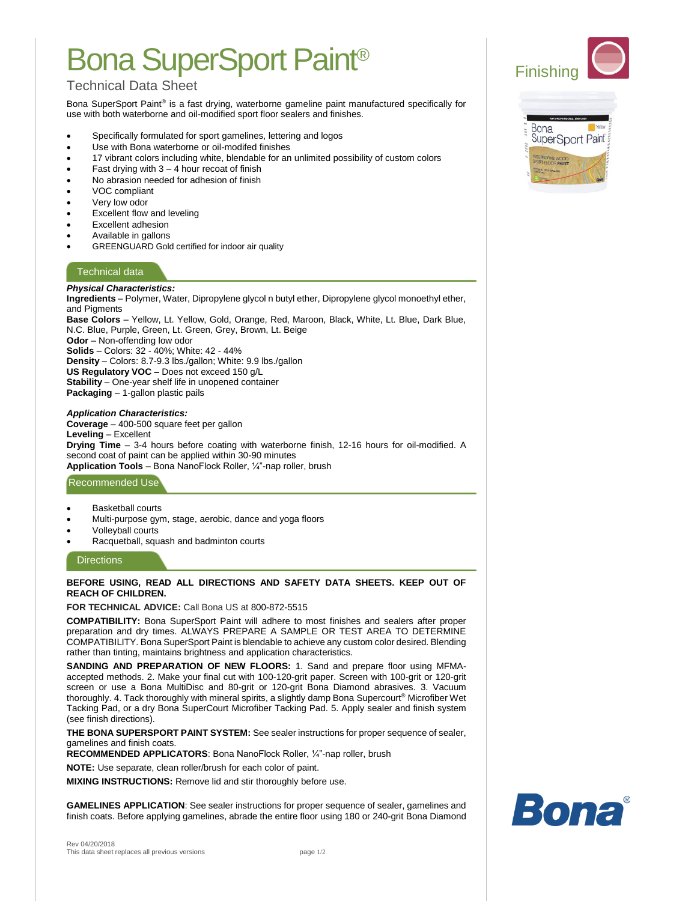# Bona SuperSport Paint®

## Technical Data Sheet

Finishing

Bona SuperSport Paint® is a fast drying, waterborne gameline paint manufactured specifically for use with both waterborne and oil-modified sport floor sealers and finishes.

- Specifically formulated for sport gamelines, lettering and logos
- Use with Bona waterborne or oil-modifed finishes
- 17 vibrant colors including white, blendable for an unlimited possibility of custom colors
- Fast drying with 3 – 4 hour recoat of finish
- No abrasion needed for adhesion of finish
- VOC compliant
- Very low odor
- Excellent flow and leveling
- Excellent adhesion
- Available in gallons
- GREENGUARD Gold certified for indoor air quality

## Technical data

***Physical Characteristics:***

**Ingredients** – Polymer, Water, Dipropylene glycol n butyl ether, Dipropylene glycol monoethyl ether, and Pigments
**Base Colors** – Yellow, Lt. Yellow, Gold, Orange, Red, Maroon, Black, White, Lt. Blue, Dark Blue, N.C. Blue, Purple, Green, Lt. Green, Grey, Brown, Lt. Beige
**Odor** – Non-offending low odor
**Solids** – Colors: 32 - 40%; White: 42 - 44%
**Density** – Colors: 8.7-9.3 lbs./gallon; White: 9.9 lbs./gallon
**US Regulatory VOC –** Does not exceed 150 g/L
**Stability** – One-year shelf life in unopened container
**Packaging** – 1-gallon plastic pails

***Application Characteristics:***

**Coverage** – 400-500 square feet per gallon
**Leveling** – Excellent
**Drying Time** – 3-4 hours before coating with waterborne finish, 12-16 hours for oil-modified. A second coat of paint can be applied within 30-90 minutes
**Application Tools** – Bona NanoFlock Roller, ¼"-nap roller, brush

## Recommended Use

- Basketball courts
- Multi-purpose gym, stage, aerobic, dance and yoga floors
- Volleyball courts
- Racquetball, squash and badminton courts

## Directions

**BEFORE USING, READ ALL DIRECTIONS AND SAFETY DATA SHEETS. KEEP OUT OF REACH OF CHILDREN.**

**FOR TECHNICAL ADVICE:** Call Bona US at 800-872-5515

**COMPATIBILITY:** Bona SuperSport Paint will adhere to most finishes and sealers after proper preparation and dry times. ALWAYS PREPARE A SAMPLE OR TEST AREA TO DETERMINE COMPATIBILITY. Bona SuperSport Paint is blendable to achieve any custom color desired. Blending rather than tinting, maintains brightness and application characteristics.

**SANDING AND PREPARATION OF NEW FLOORS:** 1. Sand and prepare floor using MFMA-accepted methods. 2. Make your final cut with 100-120-grit paper. Screen with 100-grit or 120-grit screen or use a Bona MultiDisc and 80-grit or 120-grit Bona Diamond abrasives. 3. Vacuum thoroughly. 4. Tack thoroughly with mineral spirits, a slightly damp Bona Supercourt® Microfiber Wet Tacking Pad, or a dry Bona SuperCourt Microfiber Tacking Pad. 5. Apply sealer and finish system (see finish directions).

**THE BONA SUPERSPORT PAINT SYSTEM:** See sealer instructions for proper sequence of sealer, gamelines and finish coats.
**RECOMMENDED APPLICATORS**: Bona NanoFlock Roller, ¼"-nap roller, brush

**NOTE:** Use separate, clean roller/brush for each color of paint.

**MIXING INSTRUCTIONS:** Remove lid and stir thoroughly before use.

**GAMELINES APPLICATION**: See sealer instructions for proper sequence of sealer, gamelines and finish coats. Before applying gamelines, abrade the entire floor using 180 or 240-grit Bona Diamond

Rev 04/20/2018
This data sheet replaces all previous versions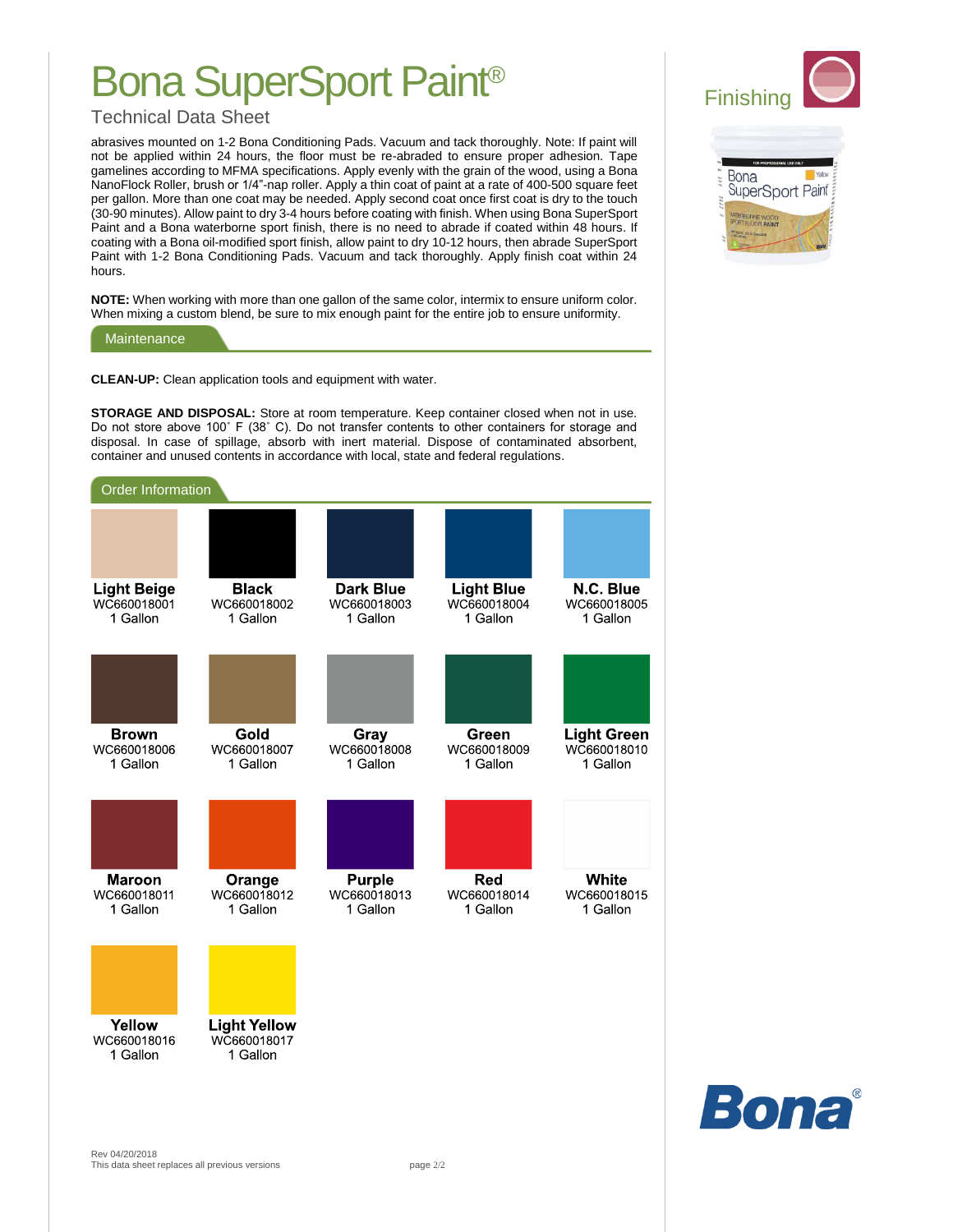# Bona SuperSport Paint®

Technical Data Sheet

Finishing

abrasives mounted on 1-2 Bona Conditioning Pads. Vacuum and tack thoroughly. Note: If paint will not be applied within 24 hours, the floor must be re-abraded to ensure proper adhesion. Tape gamelines according to MFMA specifications. Apply evenly with the grain of the wood, using a Bona NanoFlock Roller, brush or 1/4"-nap roller. Apply a thin coat of paint at a rate of 400-500 square feet per gallon. More than one coat may be needed. Apply second coat once first coat is dry to the touch (30-90 minutes). Allow paint to dry 3-4 hours before coating with finish. When using Bona SuperSport Paint and a Bona waterborne sport finish, there is no need to abrade if coated within 48 hours. If coating with a Bona oil-modified sport finish, allow paint to dry 10-12 hours, then abrade SuperSport Paint with 1-2 Bona Conditioning Pads. Vacuum and tack thoroughly. Apply finish coat within 24 hours.

**NOTE:** When working with more than one gallon of the same color, intermix to ensure uniform color. When mixing a custom blend, be sure to mix enough paint for the entire job to ensure uniformity.

## Maintenance

**CLEAN-UP:** Clean application tools and equipment with water.

**STORAGE AND DISPOSAL:** Store at room temperature. Keep container closed when not in use. Do not store above 100˚ F (38˚ C). Do not transfer contents to other containers for storage and disposal. In case of spillage, absorb with inert material. Dispose of contaminated absorbent, container and unused contents in accordance with local, state and federal regulations.

## Order Information

| Color | Item Number | Size |
| --- | --- | --- |
| Light Beige | WC660018001 | 1 Gallon |
| Black | WC660018002 | 1 Gallon |
| Dark Blue | WC660018003 | 1 Gallon |
| Light Blue | WC660018004 | 1 Gallon |
| N.C. Blue | WC660018005 | 1 Gallon |
| Brown | WC660018006 | 1 Gallon |
| Gold | WC660018007 | 1 Gallon |
| Gray | WC660018008 | 1 Gallon |
| Green | WC660018009 | 1 Gallon |
| Light Green | WC660018010 | 1 Gallon |
| Maroon | WC660018011 | 1 Gallon |
| Orange | WC660018012 | 1 Gallon |
| Purple | WC660018013 | 1 Gallon |
| Red | WC660018014 | 1 Gallon |
| White | WC660018015 | 1 Gallon |
| Yellow | WC660018016 | 1 Gallon |
| Light Yellow | WC660018017 | 1 Gallon |

Rev 04/20/2018
This data sheet replaces all previous versions